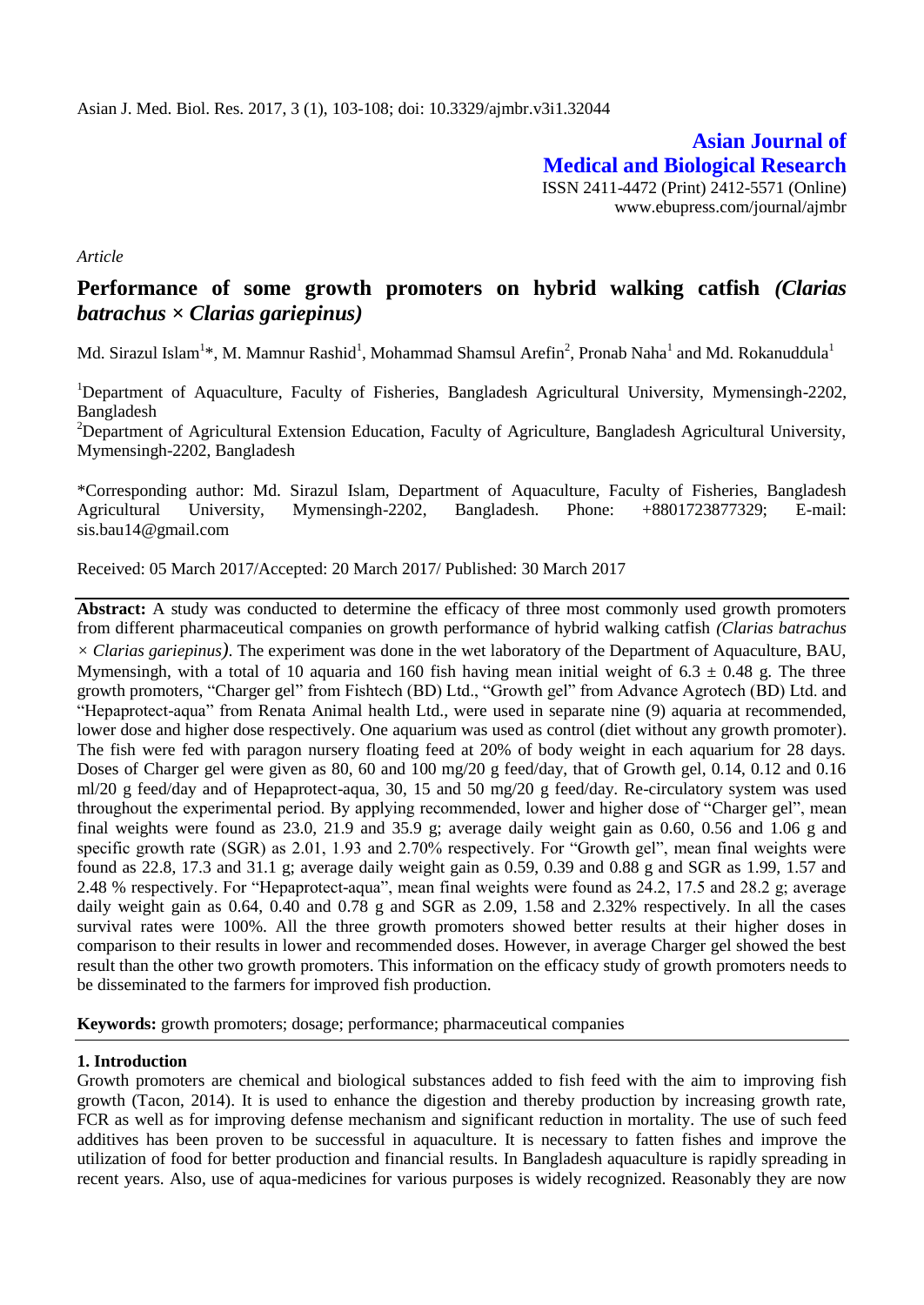Asian J. Med. Biol. Res. 2017, 3 (1), 103-108; doi: 10.3329/ajmbr.v3i1.32044

**Asian Journal of Medical and Biological Research**

ISSN 2411-4472 (Print) 2412-5571 (Online)
www.ebupress.com/journal/ajmbr

*Article*

# Performance of some growth promoters on hybrid walking catfish *(Clarias batrachus × Clarias gariepinus)*

Md. Sirazul Islam[1]*, M. Mamnur Rashid[1], Mohammad Shamsul Arefin[2], Pronab Naha[1] and Md. Rokanuddula[1]

[1]Department of Aquaculture, Faculty of Fisheries, Bangladesh Agricultural University, Mymensingh-2202, Bangladesh

[2]Department of Agricultural Extension Education, Faculty of Agriculture, Bangladesh Agricultural University, Mymensingh-2202, Bangladesh

*Corresponding author: Md. Sirazul Islam, Department of Aquaculture, Faculty of Fisheries, Bangladesh Agricultural University, Mymensingh-2202, Bangladesh. Phone: +8801723877329; E-mail: sis.bau14@gmail.com

Received: 05 March 2017/Accepted: 20 March 2017/ Published: 30 March 2017

**Abstract:** A study was conducted to determine the efficacy of three most commonly used growth promoters from different pharmaceutical companies on growth performance of hybrid walking catfish *(Clarias batrachus × Clarias gariepinus)*. The experiment was done in the wet laboratory of the Department of Aquaculture, BAU, Mymensingh, with a total of 10 aquaria and 160 fish having mean initial weight of 6.3 ± 0.48 g. The three growth promoters, "Charger gel" from Fishtech (BD) Ltd., "Growth gel" from Advance Agrotech (BD) Ltd. and "Hepaprotect-aqua" from Renata Animal health Ltd., were used in separate nine (9) aquaria at recommended, lower dose and higher dose respectively. One aquarium was used as control (diet without any growth promoter). The fish were fed with paragon nursery floating feed at 20% of body weight in each aquarium for 28 days. Doses of Charger gel were given as 80, 60 and 100 mg/20 g feed/day, that of Growth gel, 0.14, 0.12 and 0.16 ml/20 g feed/day and of Hepaprotect-aqua, 30, 15 and 50 mg/20 g feed/day. Re-circulatory system was used throughout the experimental period. By applying recommended, lower and higher dose of "Charger gel", mean final weights were found as 23.0, 21.9 and 35.9 g; average daily weight gain as 0.60, 0.56 and 1.06 g and specific growth rate (SGR) as 2.01, 1.93 and 2.70% respectively. For "Growth gel", mean final weights were found as 22.8, 17.3 and 31.1 g; average daily weight gain as 0.59, 0.39 and 0.88 g and SGR as 1.99, 1.57 and 2.48 % respectively. For "Hepaprotect-aqua", mean final weights were found as 24.2, 17.5 and 28.2 g; average daily weight gain as 0.64, 0.40 and 0.78 g and SGR as 2.09, 1.58 and 2.32% respectively. In all the cases survival rates were 100%. All the three growth promoters showed better results at their higher doses in comparison to their results in lower and recommended doses. However, in average Charger gel showed the best result than the other two growth promoters. This information on the efficacy study of growth promoters needs to be disseminated to the farmers for improved fish production.

**Keywords:** growth promoters; dosage; performance; pharmaceutical companies

## 1. Introduction

Growth promoters are chemical and biological substances added to fish feed with the aim to improving fish growth (Tacon, 2014). It is used to enhance the digestion and thereby production by increasing growth rate, FCR as well as for improving defense mechanism and significant reduction in mortality. The use of such feed additives has been proven to be successful in aquaculture. It is necessary to fatten fishes and improve the utilization of food for better production and financial results. In Bangladesh aquaculture is rapidly spreading in recent years. Also, use of aqua-medicines for various purposes is widely recognized. Reasonably they are now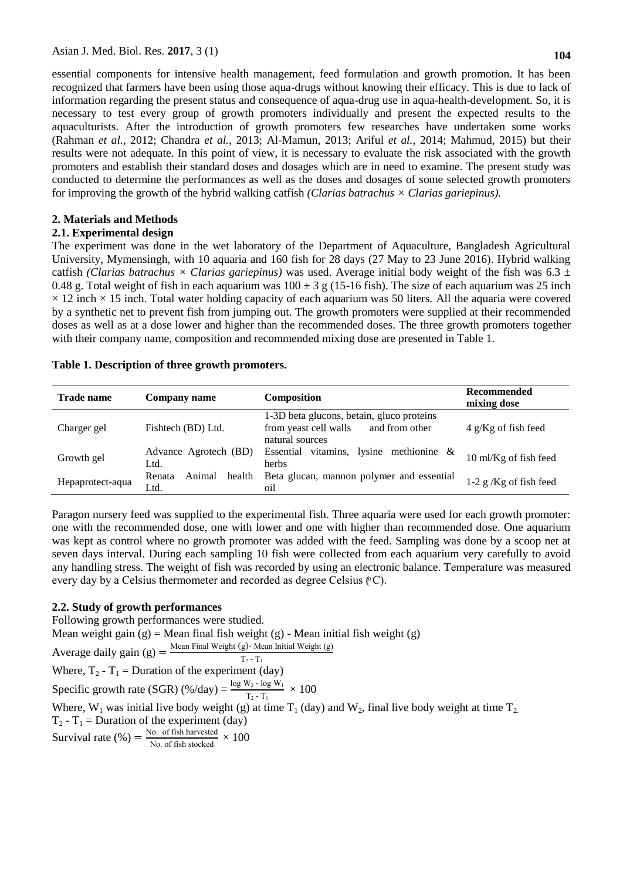essential components for intensive health management, feed formulation and growth promotion. It has been recognized that farmers have been using those aqua-drugs without knowing their efficacy. This is due to lack of information regarding the present status and consequence of aqua-drug use in aqua-health-development. So, it is necessary to test every group of growth promoters individually and present the expected results to the aquaculturists. After the introduction of growth promoters few researches have undertaken some works (Rahman *et al.,* 2012; Chandra *et al.,* 2013; Al-Mamun, 2013; Ariful *et al.,* 2014; Mahmud, 2015) but their results were not adequate. In this point of view, it is necessary to evaluate the risk associated with the growth promoters and establish their standard doses and dosages which are in need to examine. The present study was conducted to determine the performances as well as the doses and dosages of some selected growth promoters for improving the growth of the hybrid walking catfish *(Clarias batrachus × Clarias gariepinus).*

## 2. Materials and Methods

### 2.1. Experimental design

The experiment was done in the wet laboratory of the Department of Aquaculture, Bangladesh Agricultural University, Mymensingh, with 10 aquaria and 160 fish for 28 days (27 May to 23 June 2016). Hybrid walking catfish *(Clarias batrachus × Clarias gariepinus)* was used. Average initial body weight of the fish was 6.3 ± 0.48 g. Total weight of fish in each aquarium was 100 ± 3 g (15-16 fish). The size of each aquarium was 25 inch × 12 inch × 15 inch. Total water holding capacity of each aquarium was 50 liters. All the aquaria were covered by a synthetic net to prevent fish from jumping out. The growth promoters were supplied at their recommended doses as well as at a dose lower and higher than the recommended doses. The three growth promoters together with their company name, composition and recommended mixing dose are presented in Table 1.

**Table 1. Description of three growth promoters.**

| Trade name | Company name | Composition | Recommended mixing dose |
|---|---|---|---|
| Charger gel | Fishtech (BD) Ltd. | 1-3D beta glucons, betain, gluco proteins from yeast cell walls and from other natural sources | 4 g/Kg of fish feed |
| Growth gel | Advance Agrotech (BD) Ltd. | Essential vitamins, lysine methionine & herbs | 10 ml/Kg of fish feed |
| Hepaprotect-aqua | Renata Animal health Ltd. | Beta glucan, mannon polymer and essential oil | 1-2 g /Kg of fish feed |

Paragon nursery feed was supplied to the experimental fish. Three aquaria were used for each growth promoter: one with the recommended dose, one with lower and one with higher than recommended dose. One aquarium was kept as control where no growth promoter was added with the feed. Sampling was done by a scoop net at seven days interval. During each sampling 10 fish were collected from each aquarium very carefully to avoid any handling stress. The weight of fish was recorded by using an electronic balance. Temperature was measured every day by a Celsius thermometer and recorded as degree Celsius (°C).

### 2.2. Study of growth performances

Following growth performances were studied.

Mean weight gain (g) = Mean final fish weight (g) - Mean initial fish weight (g)

$$\text{Average daily gain (g)} = \frac{\text{Mean Final Weight (g)} - \text{Mean Initial Weight (g)}}{T_2 - T_1}$$

Where, $T_2 - T_1$ = Duration of the experiment (day)

$$\text{Specific growth rate (SGR) (\%/day)} = \frac{\log W_2 - \log W_1}{T_2 - T_1} \times 100$$

Where, $W_1$ was initial live body weight (g) at time $T_1$ (day) and $W_2$, final live body weight at time $T_2$.

$T_2 - T_1$ = Duration of the experiment (day)

$$\text{Survival rate (\%)} = \frac{\text{No. of fish harvested}}{\text{No. of fish stocked}} \times 100$$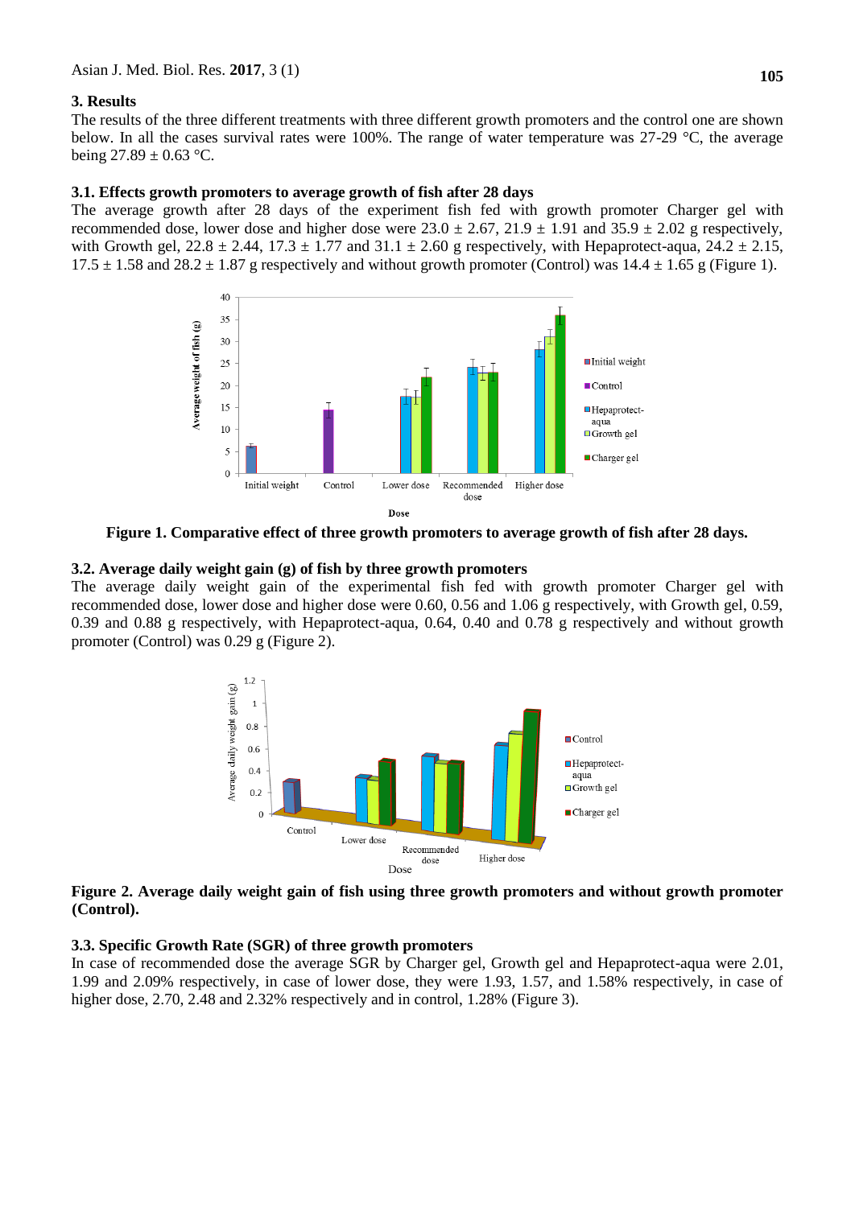## 3. Results

The results of the three different treatments with three different growth promoters and the control one are shown below. In all the cases survival rates were 100%. The range of water temperature was 27-29 °C, the average being 27.89 ± 0.63 °C.

### 3.1. Effects growth promoters to average growth of fish after 28 days

The average growth after 28 days of the experiment fish fed with growth promoter Charger gel with recommended dose, lower dose and higher dose were 23.0 ± 2.67, 21.9 ± 1.91 and 35.9 ± 2.02 g respectively, with Growth gel, 22.8 ± 2.44, 17.3 ± 1.77 and 31.1 ± 2.60 g respectively, with Hepaprotect-aqua, 24.2 ± 2.15, 17.5 ± 1.58 and 28.2 ± 1.87 g respectively and without growth promoter (Control) was 14.4 ± 1.65 g (Figure 1).

**Figure 1. Comparative effect of three growth promoters to average growth of fish after 28 days.**

### 3.2. Average daily weight gain (g) of fish by three growth promoters

The average daily weight gain of the experimental fish fed with growth promoter Charger gel with recommended dose, lower dose and higher dose were 0.60, 0.56 and 1.06 g respectively, with Growth gel, 0.59, 0.39 and 0.88 g respectively, with Hepaprotect-aqua, 0.64, 0.40 and 0.78 g respectively and without growth promoter (Control) was 0.29 g (Figure 2).

**Figure 2. Average daily weight gain of fish using three growth promoters and without growth promoter (Control).**

### 3.3. Specific Growth Rate (SGR) of three growth promoters

In case of recommended dose the average SGR by Charger gel, Growth gel and Hepaprotect-aqua were 2.01, 1.99 and 2.09% respectively, in case of lower dose, they were 1.93, 1.57, and 1.58% respectively, in case of higher dose, 2.70, 2.48 and 2.32% respectively and in control, 1.28% (Figure 3).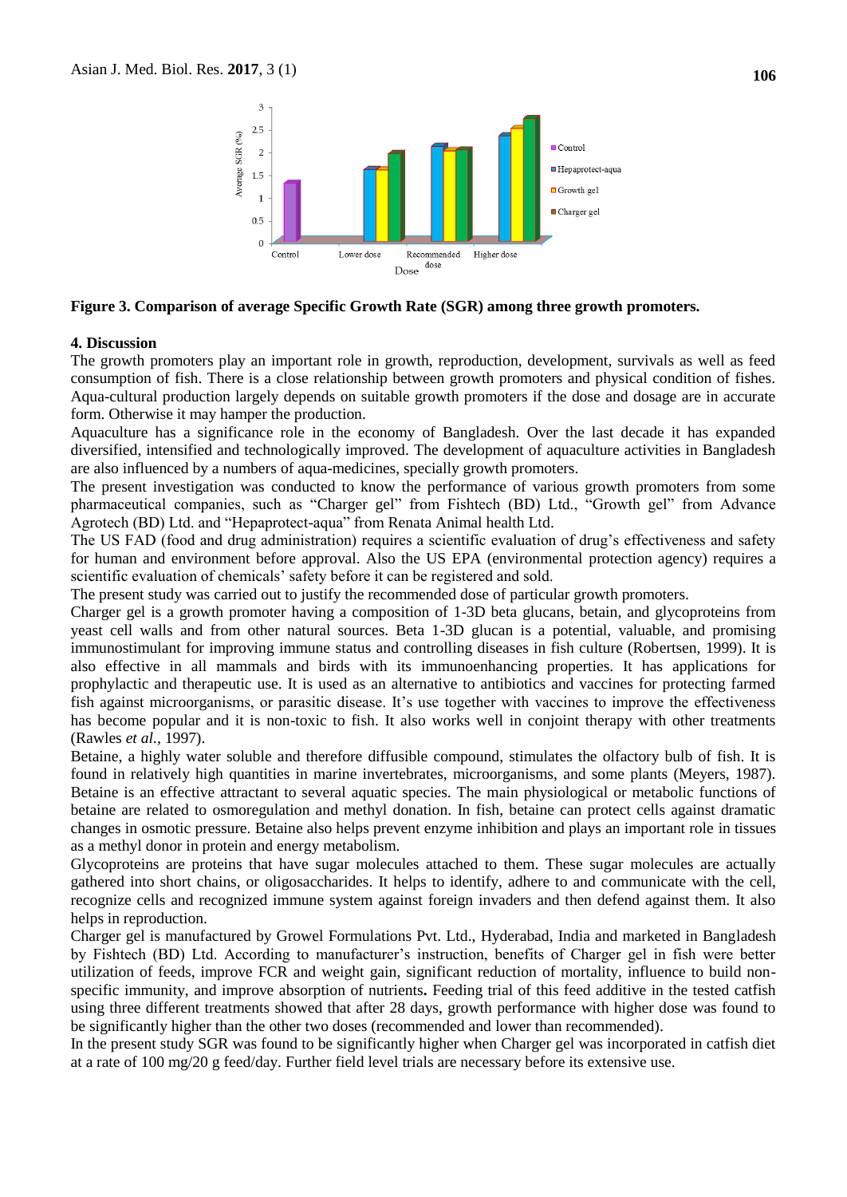**Figure 3. Comparison of average Specific Growth Rate (SGR) among three growth promoters.**

## 4. Discussion

The growth promoters play an important role in growth, reproduction, development, survivals as well as feed consumption of fish. There is a close relationship between growth promoters and physical condition of fishes. Aqua-cultural production largely depends on suitable growth promoters if the dose and dosage are in accurate form. Otherwise it may hamper the production.

Aquaculture has a significance role in the economy of Bangladesh. Over the last decade it has expanded diversified, intensified and technologically improved. The development of aquaculture activities in Bangladesh are also influenced by a numbers of aqua-medicines, specially growth promoters.

The present investigation was conducted to know the performance of various growth promoters from some pharmaceutical companies, such as "Charger gel" from Fishtech (BD) Ltd., "Growth gel" from Advance Agrotech (BD) Ltd. and "Hepaprotect-aqua" from Renata Animal health Ltd.

The US FAD (food and drug administration) requires a scientific evaluation of drug's effectiveness and safety for human and environment before approval. Also the US EPA (environmental protection agency) requires a scientific evaluation of chemicals' safety before it can be registered and sold.

The present study was carried out to justify the recommended dose of particular growth promoters.

Charger gel is a growth promoter having a composition of 1-3D beta glucans, betain, and glycoproteins from yeast cell walls and from other natural sources. Beta 1-3D glucan is a potential, valuable, and promising immunostimulant for improving immune status and controlling diseases in fish culture (Robertsen, 1999). It is also effective in all mammals and birds with its immunoenhancing properties. It has applications for prophylactic and therapeutic use. It is used as an alternative to antibiotics and vaccines for protecting farmed fish against microorganisms, or parasitic disease. It's use together with vaccines to improve the effectiveness has become popular and it is non-toxic to fish. It also works well in conjoint therapy with other treatments (Rawles *et al.*, 1997).

Betaine, a highly water soluble and therefore diffusible compound, stimulates the olfactory bulb of fish. It is found in relatively high quantities in marine invertebrates, microorganisms, and some plants (Meyers, 1987). Betaine is an effective attractant to several aquatic species. The main physiological or metabolic functions of betaine are related to osmoregulation and methyl donation. In fish, betaine can protect cells against dramatic changes in osmotic pressure. Betaine also helps prevent enzyme inhibition and plays an important role in tissues as a methyl donor in protein and energy metabolism.

Glycoproteins are proteins that have sugar molecules attached to them. These sugar molecules are actually gathered into short chains, or oligosaccharides. It helps to identify, adhere to and communicate with the cell, recognize cells and recognized immune system against foreign invaders and then defend against them. It also helps in reproduction.

Charger gel is manufactured by Growel Formulations Pvt. Ltd., Hyderabad, India and marketed in Bangladesh by Fishtech (BD) Ltd. According to manufacturer's instruction, benefits of Charger gel in fish were better utilization of feeds, improve FCR and weight gain, significant reduction of mortality, influence to build non-specific immunity, and improve absorption of nutrients**.** Feeding trial of this feed additive in the tested catfish using three different treatments showed that after 28 days, growth performance with higher dose was found to be significantly higher than the other two doses (recommended and lower than recommended).

In the present study SGR was found to be significantly higher when Charger gel was incorporated in catfish diet at a rate of 100 mg/20 g feed/day. Further field level trials are necessary before its extensive use.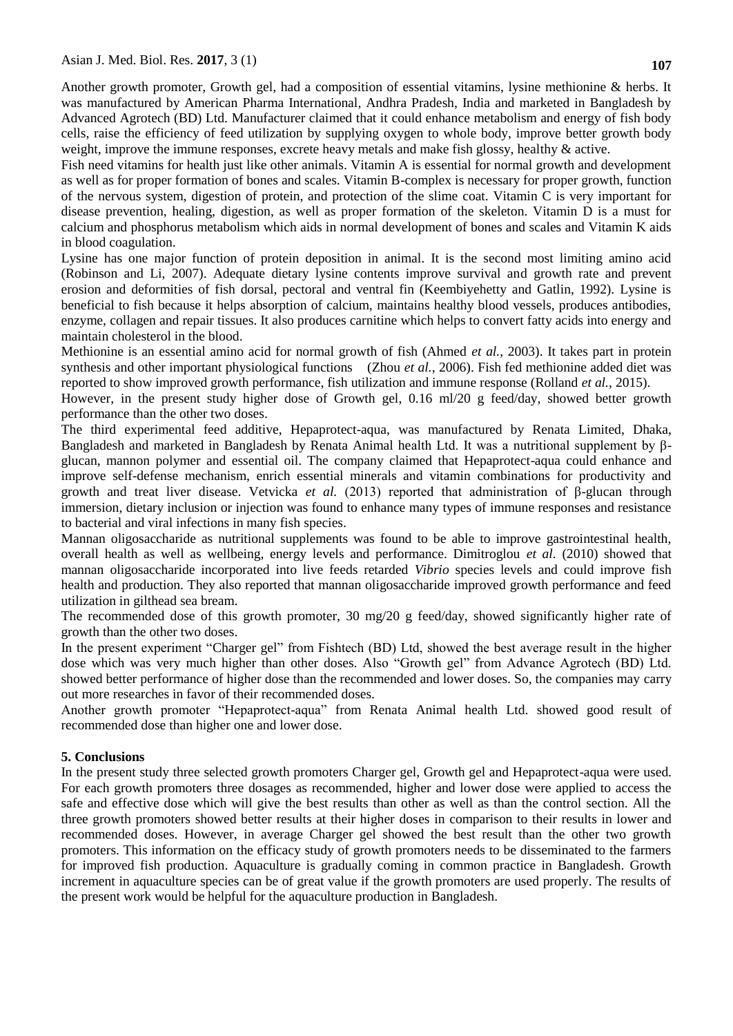Another growth promoter, Growth gel, had a composition of essential vitamins, lysine methionine & herbs. It was manufactured by American Pharma International, Andhra Pradesh, India and marketed in Bangladesh by Advanced Agrotech (BD) Ltd. Manufacturer claimed that it could enhance metabolism and energy of fish body cells, raise the efficiency of feed utilization by supplying oxygen to whole body, improve better growth body weight, improve the immune responses, excrete heavy metals and make fish glossy, healthy & active.

Fish need vitamins for health just like other animals. Vitamin A is essential for normal growth and development as well as for proper formation of bones and scales. Vitamin B-complex is necessary for proper growth, function of the nervous system, digestion of protein, and protection of the slime coat. Vitamin C is very important for disease prevention, healing, digestion, as well as proper formation of the skeleton. Vitamin D is a must for calcium and phosphorus metabolism which aids in normal development of bones and scales and Vitamin K aids in blood coagulation.

Lysine has one major function of protein deposition in animal. It is the second most limiting amino acid (Robinson and Li, 2007). Adequate dietary lysine contents improve survival and growth rate and prevent erosion and deformities of fish dorsal, pectoral and ventral fin (Keembiyehetty and Gatlin, 1992). Lysine is beneficial to fish because it helps absorption of calcium, maintains healthy blood vessels, produces antibodies, enzyme, collagen and repair tissues. It also produces carnitine which helps to convert fatty acids into energy and maintain cholesterol in the blood.

Methionine is an essential amino acid for normal growth of fish (Ahmed *et al.*, 2003). It takes part in protein synthesis and other important physiological functions (Zhou *et al.*, 2006). Fish fed methionine added diet was reported to show improved growth performance, fish utilization and immune response (Rolland *et al.*, 2015).

However, in the present study higher dose of Growth gel, 0.16 ml/20 g feed/day, showed better growth performance than the other two doses.

The third experimental feed additive, Hepaprotect-aqua, was manufactured by Renata Limited, Dhaka, Bangladesh and marketed in Bangladesh by Renata Animal health Ltd. It was a nutritional supplement by β-glucan, mannon polymer and essential oil. The company claimed that Hepaprotect-aqua could enhance and improve self-defense mechanism, enrich essential minerals and vitamin combinations for productivity and growth and treat liver disease. Vetvicka *et al.* (2013) reported that administration of β-glucan through immersion, dietary inclusion or injection was found to enhance many types of immune responses and resistance to bacterial and viral infections in many fish species.

Mannan oligosaccharide as nutritional supplements was found to be able to improve gastrointestinal health, overall health as well as wellbeing, energy levels and performance. Dimitroglou *et al.* (2010) showed that mannan oligosaccharide incorporated into live feeds retarded *Vibrio* species levels and could improve fish health and production. They also reported that mannan oligosaccharide improved growth performance and feed utilization in gilthead sea bream.

The recommended dose of this growth promoter, 30 mg/20 g feed/day, showed significantly higher rate of growth than the other two doses.

In the present experiment "Charger gel" from Fishtech (BD) Ltd, showed the best average result in the higher dose which was very much higher than other doses. Also "Growth gel" from Advance Agrotech (BD) Ltd. showed better performance of higher dose than the recommended and lower doses. So, the companies may carry out more researches in favor of their recommended doses.

Another growth promoter "Hepaprotect-aqua" from Renata Animal health Ltd. showed good result of recommended dose than higher one and lower dose.

## 5. Conclusions

In the present study three selected growth promoters Charger gel, Growth gel and Hepaprotect-aqua were used. For each growth promoters three dosages as recommended, higher and lower dose were applied to access the safe and effective dose which will give the best results than other as well as than the control section. All the three growth promoters showed better results at their higher doses in comparison to their results in lower and recommended doses. However, in average Charger gel showed the best result than the other two growth promoters. This information on the efficacy study of growth promoters needs to be disseminated to the farmers for improved fish production. Aquaculture is gradually coming in common practice in Bangladesh. Growth increment in aquaculture species can be of great value if the growth promoters are used properly. The results of the present work would be helpful for the aquaculture production in Bangladesh.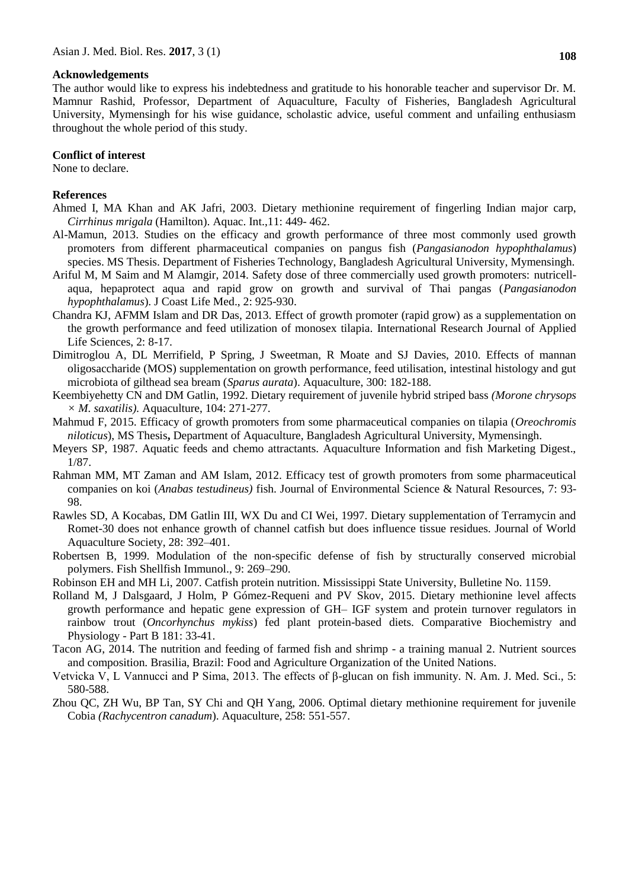## Acknowledgements

The author would like to express his indebtedness and gratitude to his honorable teacher and supervisor Dr. M. Mamnur Rashid, Professor, Department of Aquaculture, Faculty of Fisheries, Bangladesh Agricultural University, Mymensingh for his wise guidance, scholastic advice, useful comment and unfailing enthusiasm throughout the whole period of this study.

## Conflict of interest

None to declare.

## References

Ahmed I, MA Khan and AK Jafri, 2003. Dietary methionine requirement of fingerling Indian major carp, *Cirrhinus mrigala* (Hamilton). Aquac. Int.,11: 449- 462.

Al-Mamun, 2013. Studies on the efficacy and growth performance of three most commonly used growth promoters from different pharmaceutical companies on pangus fish (*Pangasianodon hypophthalamus*) species. MS Thesis. Department of Fisheries Technology, Bangladesh Agricultural University, Mymensingh.

Ariful M, M Saim and M Alamgir, 2014. Safety dose of three commercially used growth promoters: nutricell-aqua, hepaprotect aqua and rapid grow on growth and survival of Thai pangas (*Pangasianodon hypophthalamus*). J Coast Life Med., 2: 925-930.

Chandra KJ, AFMM Islam and DR Das, 2013. Effect of growth promoter (rapid grow) as a supplementation on the growth performance and feed utilization of monosex tilapia. International Research Journal of Applied Life Sciences, 2: 8-17.

Dimitroglou A, DL Merrifield, P Spring, J Sweetman, R Moate and SJ Davies, 2010. Effects of mannan oligosaccharide (MOS) supplementation on growth performance, feed utilisation, intestinal histology and gut microbiota of gilthead sea bream (*Sparus aurata*). Aquaculture, 300: 182-188.

Keembiyehetty CN and DM Gatlin, 1992. Dietary requirement of juvenile hybrid striped bass *(Morone chrysops × M. saxatilis).* Aquaculture, 104: 271-277.

Mahmud F, 2015. Efficacy of growth promoters from some pharmaceutical companies on tilapia (*Oreochromis niloticus*), MS Thesis**,** Department of Aquaculture, Bangladesh Agricultural University, Mymensingh.

Meyers SP, 1987. Aquatic feeds and chemo attractants. Aquaculture Information and fish Marketing Digest., 1/87.

Rahman MM, MT Zaman and AM Islam, 2012. Efficacy test of growth promoters from some pharmaceutical companies on koi (*Anabas testudineus)* fish. Journal of Environmental Science & Natural Resources, 7: 93-98.

Rawles SD, A Kocabas, DM Gatlin III, WX Du and CI Wei, 1997. Dietary supplementation of Terramycin and Romet-30 does not enhance growth of channel catfish but does influence tissue residues. Journal of World Aquaculture Society, 28: 392–401.

Robertsen B, 1999. Modulation of the non-specific defense of fish by structurally conserved microbial polymers. Fish Shellfish Immunol., 9: 269–290.

Robinson EH and MH Li, 2007. Catfish protein nutrition. Mississippi State University, Bulletine No. 1159.

Rolland M, J Dalsgaard, J Holm, P Gómez-Requeni and PV Skov, 2015. Dietary methionine level affects growth performance and hepatic gene expression of GH– IGF system and protein turnover regulators in rainbow trout (*Oncorhynchus mykiss*) fed plant protein-based diets. Comparative Biochemistry and Physiology - Part B 181: 33-41.

Tacon AG, 2014. The nutrition and feeding of farmed fish and shrimp - a training manual 2. Nutrient sources and composition. Brasilia, Brazil: Food and Agriculture Organization of the United Nations.

Vetvicka V, L Vannucci and P Sima, 2013. The effects of β-glucan on fish immunity. N. Am. J. Med. Sci., 5: 580-588.

Zhou QC, ZH Wu, BP Tan, SY Chi and QH Yang, 2006. Optimal dietary methionine requirement for juvenile Cobia *(Rachycentron canadum*). Aquaculture, 258: 551-557.